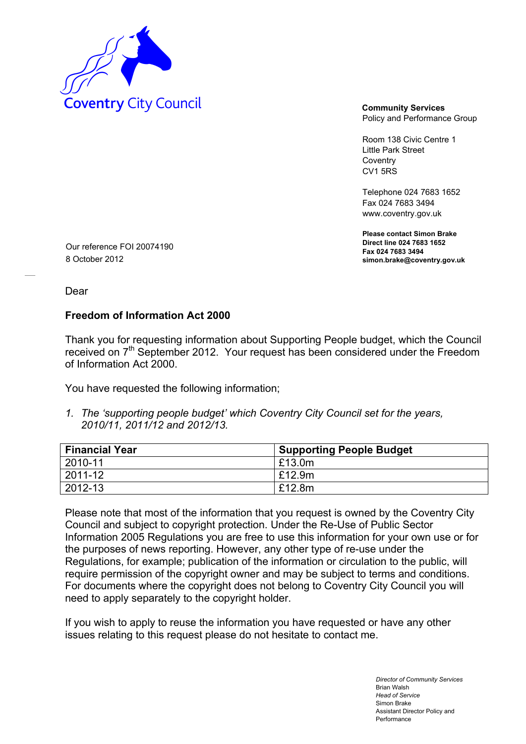Coventry City Council

**Community Services**
Policy and Performance Group

Room 138 Civic Centre 1
Little Park Street
Coventry
CV1 5RS

Telephone 024 7683 1652
Fax 024 7683 3494
www.coventry.gov.uk

**Please contact Simon Brake**
**Direct line 024 7683 1652**
**Fax 024 7683 3494**
**simon.brake@coventry.gov.uk**

Our reference FOI 20074190
8 October 2012

Dear

**Freedom of Information Act 2000**

Thank you for requesting information about Supporting People budget, which the Council received on 7th September 2012. Your request has been considered under the Freedom of Information Act 2000.

You have requested the following information;

1. *The 'supporting people budget' which Coventry City Council set for the years, 2010/11, 2011/12 and 2012/13.*

| Financial Year | Supporting People Budget |
|---|---|
| 2010-11 | £13.0m |
| 2011-12 | £12.9m |
| 2012-13 | £12.8m |

Please note that most of the information that you request is owned by the Coventry City Council and subject to copyright protection. Under the Re-Use of Public Sector Information 2005 Regulations you are free to use this information for your own use or for the purposes of news reporting. However, any other type of re-use under the Regulations, for example; publication of the information or circulation to the public, will require permission of the copyright owner and may be subject to terms and conditions. For documents where the copyright does not belong to Coventry City Council you will need to apply separately to the copyright holder.

If you wish to apply to reuse the information you have requested or have any other issues relating to this request please do not hesitate to contact me.

*Director of Community Services*
Brian Walsh
*Head of Service*
Simon Brake
Assistant Director Policy and Performance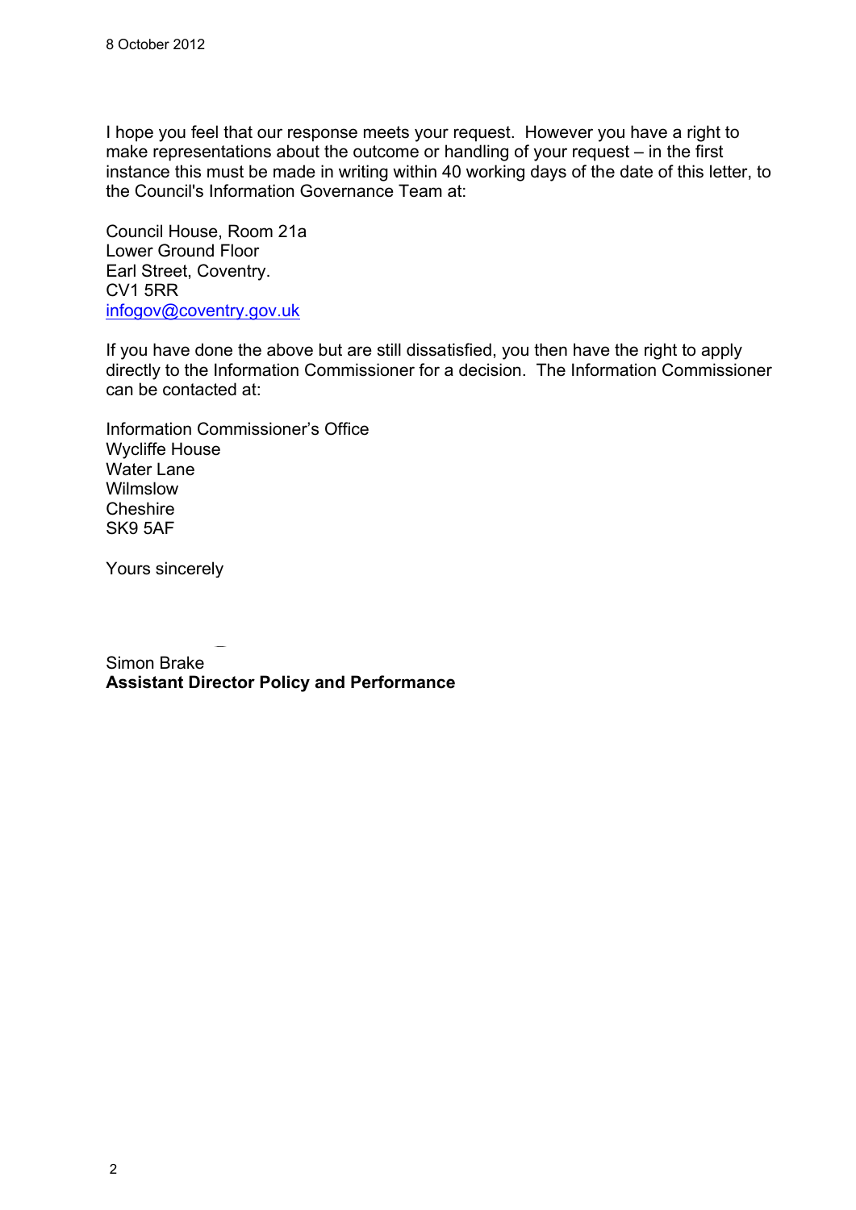8 October 2012

I hope you feel that our response meets your request. However you have a right to make representations about the outcome or handling of your request – in the first instance this must be made in writing within 40 working days of the date of this letter, to the Council's Information Governance Team at:

Council House, Room 21a  
Lower Ground Floor  
Earl Street, Coventry.  
CV1 5RR  
infogov@coventry.gov.uk

If you have done the above but are still dissatisfied, you then have the right to apply directly to the Information Commissioner for a decision. The Information Commissioner can be contacted at:

Information Commissioner's Office  
Wycliffe House  
Water Lane  
Wilmslow  
Cheshire  
SK9 5AF

Yours sincerely

Simon Brake  
**Assistant Director Policy and Performance**